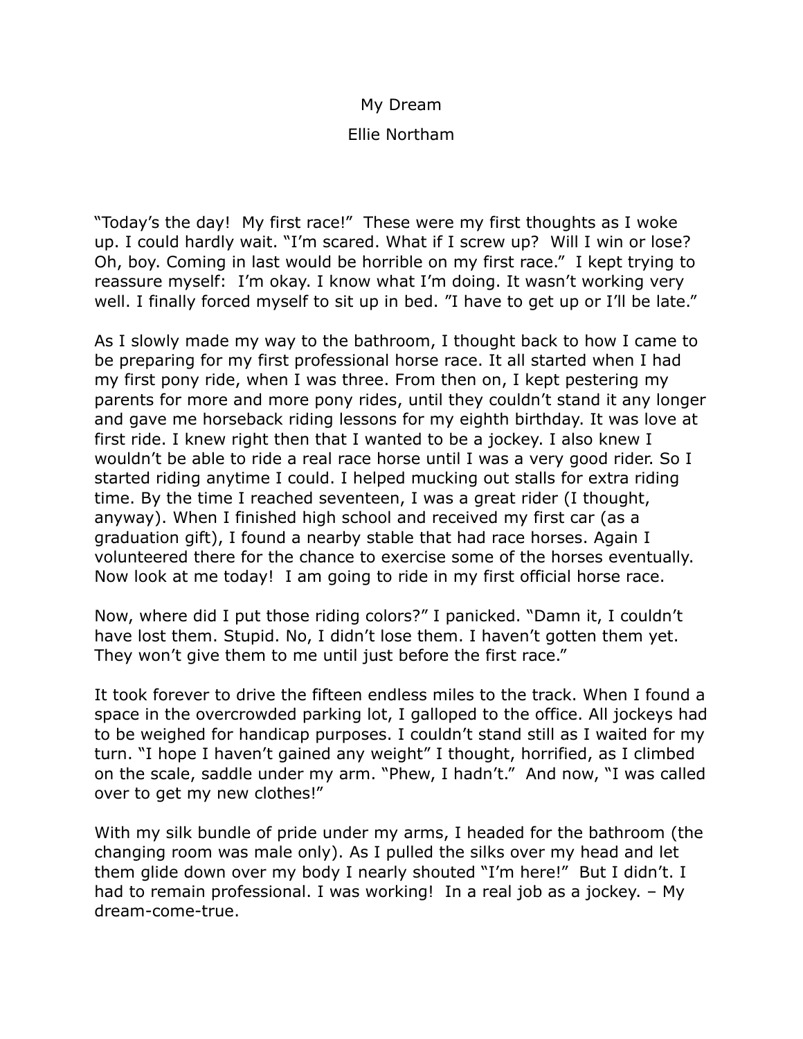# My Dream

Ellie Northam

"Today's the day! My first race!" These were my first thoughts as I woke up. I could hardly wait. "I'm scared. What if I screw up? Will I win or lose? Oh, boy. Coming in last would be horrible on my first race." I kept trying to reassure myself: I'm okay. I know what I'm doing. It wasn't working very well. I finally forced myself to sit up in bed. "I have to get up or I'll be late."

As I slowly made my way to the bathroom, I thought back to how I came to be preparing for my first professional horse race. It all started when I had my first pony ride, when I was three. From then on, I kept pestering my parents for more and more pony rides, until they couldn't stand it any longer and gave me horseback riding lessons for my eighth birthday. It was love at first ride. I knew right then that I wanted to be a jockey. I also knew I wouldn't be able to ride a real race horse until I was a very good rider. So I started riding anytime I could. I helped mucking out stalls for extra riding time. By the time I reached seventeen, I was a great rider (I thought, anyway). When I finished high school and received my first car (as a graduation gift), I found a nearby stable that had race horses. Again I volunteered there for the chance to exercise some of the horses eventually. Now look at me today! I am going to ride in my first official horse race.

Now, where did I put those riding colors?" I panicked. "Damn it, I couldn't have lost them. Stupid. No, I didn't lose them. I haven't gotten them yet. They won't give them to me until just before the first race."

It took forever to drive the fifteen endless miles to the track. When I found a space in the overcrowded parking lot, I galloped to the office. All jockeys had to be weighed for handicap purposes. I couldn't stand still as I waited for my turn. "I hope I haven't gained any weight" I thought, horrified, as I climbed on the scale, saddle under my arm. "Phew, I hadn't." And now, "I was called over to get my new clothes!"

With my silk bundle of pride under my arms, I headed for the bathroom (the changing room was male only). As I pulled the silks over my head and let them glide down over my body I nearly shouted "I'm here!" But I didn't. I had to remain professional. I was working! In a real job as a jockey. – My dream-come-true.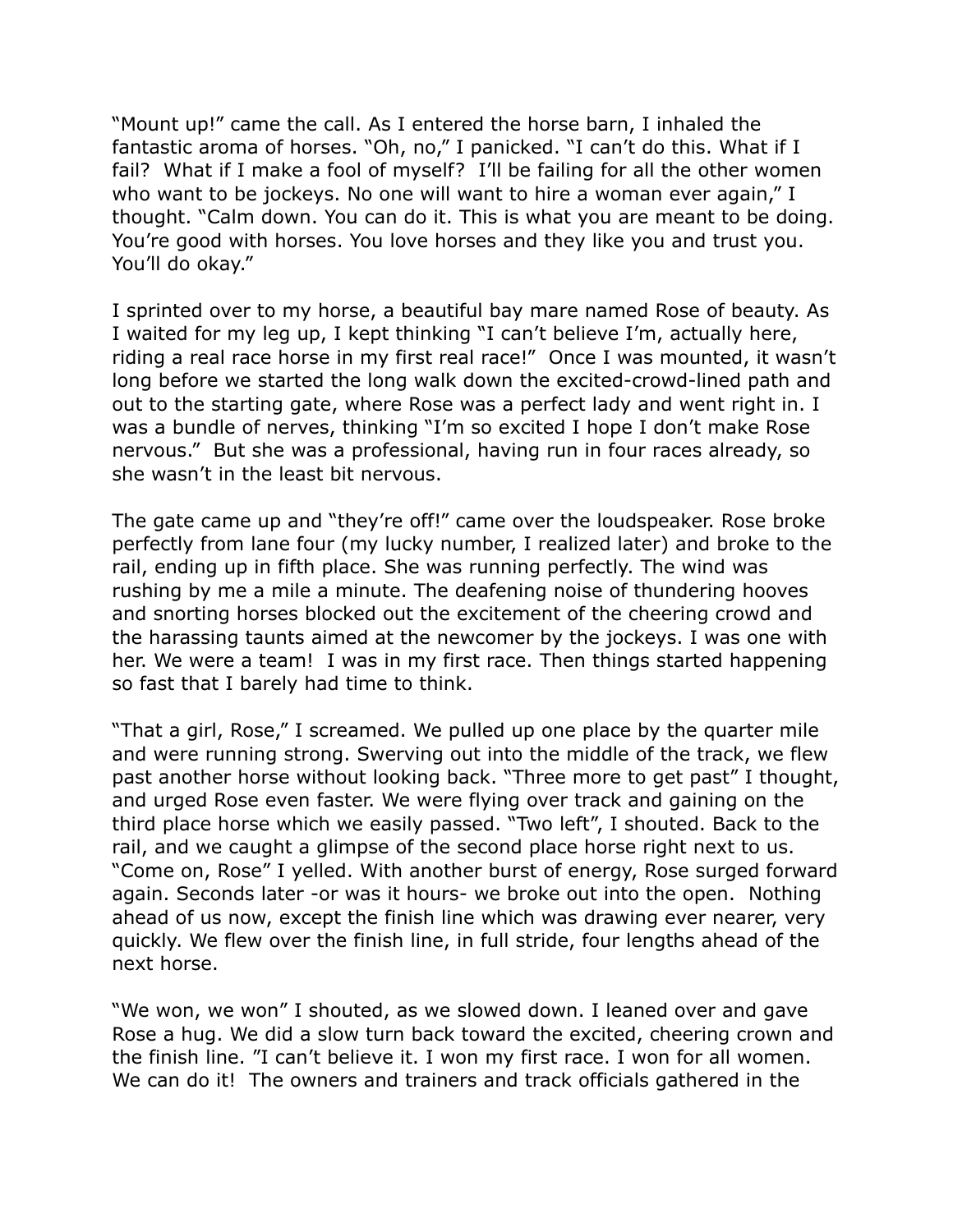“Mount up!” came the call. As I entered the horse barn, I inhaled the fantastic aroma of horses. “Oh, no,” I panicked. “I can’t do this. What if I fail? What if I make a fool of myself? I’ll be failing for all the other women who want to be jockeys. No one will want to hire a woman ever again,” I thought. “Calm down. You can do it. This is what you are meant to be doing. You’re good with horses. You love horses and they like you and trust you. You’ll do okay.”

I sprinted over to my horse, a beautiful bay mare named Rose of beauty. As I waited for my leg up, I kept thinking “I can’t believe I’m, actually here, riding a real race horse in my first real race!” Once I was mounted, it wasn’t long before we started the long walk down the excited-crowd-lined path and out to the starting gate, where Rose was a perfect lady and went right in. I was a bundle of nerves, thinking “I’m so excited I hope I don’t make Rose nervous.” But she was a professional, having run in four races already, so she wasn’t in the least bit nervous.

The gate came up and “they’re off!” came over the loudspeaker. Rose broke perfectly from lane four (my lucky number, I realized later) and broke to the rail, ending up in fifth place. She was running perfectly. The wind was rushing by me a mile a minute. The deafening noise of thundering hooves and snorting horses blocked out the excitement of the cheering crowd and the harassing taunts aimed at the newcomer by the jockeys. I was one with her. We were a team! I was in my first race. Then things started happening so fast that I barely had time to think.

“That a girl, Rose,” I screamed. We pulled up one place by the quarter mile and were running strong. Swerving out into the middle of the track, we flew past another horse without looking back. “Three more to get past” I thought, and urged Rose even faster. We were flying over track and gaining on the third place horse which we easily passed. “Two left”, I shouted. Back to the rail, and we caught a glimpse of the second place horse right next to us. “Come on, Rose” I yelled. With another burst of energy, Rose surged forward again. Seconds later -or was it hours- we broke out into the open. Nothing ahead of us now, except the finish line which was drawing ever nearer, very quickly. We flew over the finish line, in full stride, four lengths ahead of the next horse.

“We won, we won” I shouted, as we slowed down. I leaned over and gave Rose a hug. We did a slow turn back toward the excited, cheering crown and the finish line. ”I can’t believe it. I won my first race. I won for all women. We can do it! The owners and trainers and track officials gathered in the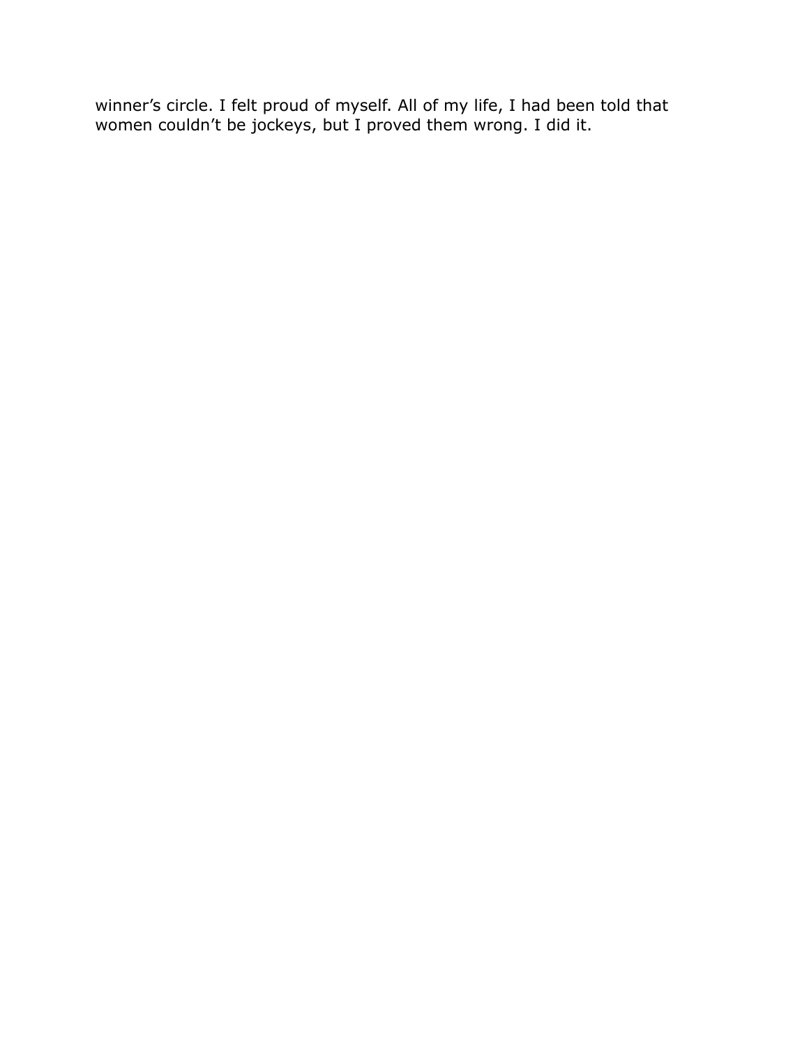winner's circle. I felt proud of myself. All of my life, I had been told that women couldn't be jockeys, but I proved them wrong. I did it.